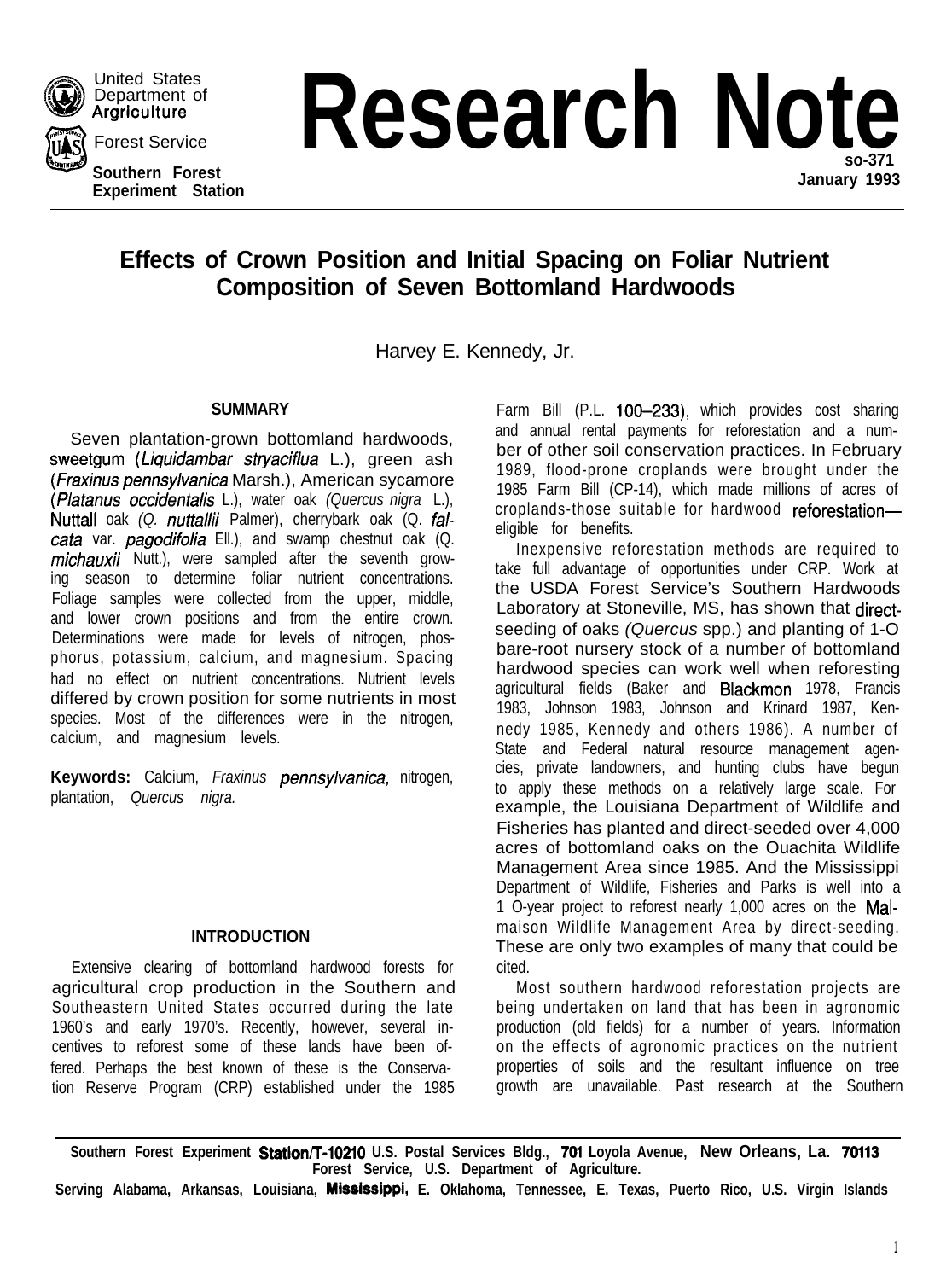United States Department of Agriculture

Forest Service

Southern Forest Experiment Station

# Research Note

SO-371
January 1993

## Effects of Crown Position and Initial Spacing on Foliar Nutrient Composition of Seven Bottomland Hardwoods

Harvey E. Kennedy, Jr.

### SUMMARY

Seven plantation-grown bottomland hardwoods, sweetgum (*Liquidambar stryaciflua* L.), green ash (*Fraxinus pennsylvanica* Marsh.), American sycamore (*Platanus occidentalis* L.), water oak (*Quercus nigra* L.), Nuttall oak (*Q. nuttallii* Palmer), cherrybark oak (*Q. falcata* var. *pagodifolia* Ell.), and swamp chestnut oak (*Q. michauxii* Nutt.), were sampled after the seventh growing season to determine foliar nutrient concentrations. Foliage samples were collected from the upper, middle, and lower crown positions and from the entire crown. Determinations were made for levels of nitrogen, phosphorus, potassium, calcium, and magnesium. Spacing had no effect on nutrient concentrations. Nutrient levels differed by crown position for some nutrients in most species. Most of the differences were in the nitrogen, calcium, and magnesium levels.

**Keywords:** Calcium, *Fraxinus pennsylvanica,* nitrogen, plantation, *Quercus nigra.*

### INTRODUCTION

Extensive clearing of bottomland hardwood forests for agricultural crop production in the Southern and Southeastern United States occurred during the late 1960's and early 1970's. Recently, however, several incentives to reforest some of these lands have been offered. Perhaps the best known of these is the Conservation Reserve Program (CRP) established under the 1985 Farm Bill (P.L. 100–233), which provides cost sharing and annual rental payments for reforestation and a number of other soil conservation practices. In February 1989, flood-prone croplands were brought under the 1985 Farm Bill (CP-14), which made millions of acres of croplands-those suitable for hardwood reforestation—eligible for benefits.

Inexpensive reforestation methods are required to take full advantage of opportunities under CRP. Work at the USDA Forest Service's Southern Hardwoods Laboratory at Stoneville, MS, has shown that direct-seeding of oaks *(Quercus* spp.) and planting of 1-0 bare-root nursery stock of a number of bottomland hardwood species can work well when reforesting agricultural fields (Baker and Blackmon 1978, Francis 1983, Johnson 1983, Johnson and Krinard 1987, Kennedy 1985, Kennedy and others 1986). A number of State and Federal natural resource management agencies, private landowners, and hunting clubs have begun to apply these methods on a relatively large scale. For example, the Louisiana Department of Wildlife and Fisheries has planted and direct-seeded over 4,000 acres of bottomland oaks on the Ouachita Wildlife Management Area since 1985. And the Mississippi Department of Wildlife, Fisheries and Parks is well into a 10-year project to reforest nearly 1,000 acres on the Malmaison Wildlife Management Area by direct-seeding. These are only two examples of many that could be cited.

Most southern hardwood reforestation projects are being undertaken on land that has been in agronomic production (old fields) for a number of years. Information on the effects of agronomic practices on the nutrient properties of soils and the resultant influence on tree growth are unavailable. Past research at the Southern

Southern Forest Experiment Station/T-10210 U.S. Postal Services Bldg., 701 Loyola Avenue, New Orleans, La. 70113
Forest Service, U.S. Department of Agriculture.
Serving Alabama, Arkansas, Louisiana, Mississippi, E. Oklahoma, Tennessee, E. Texas, Puerto Rico, U.S. Virgin Islands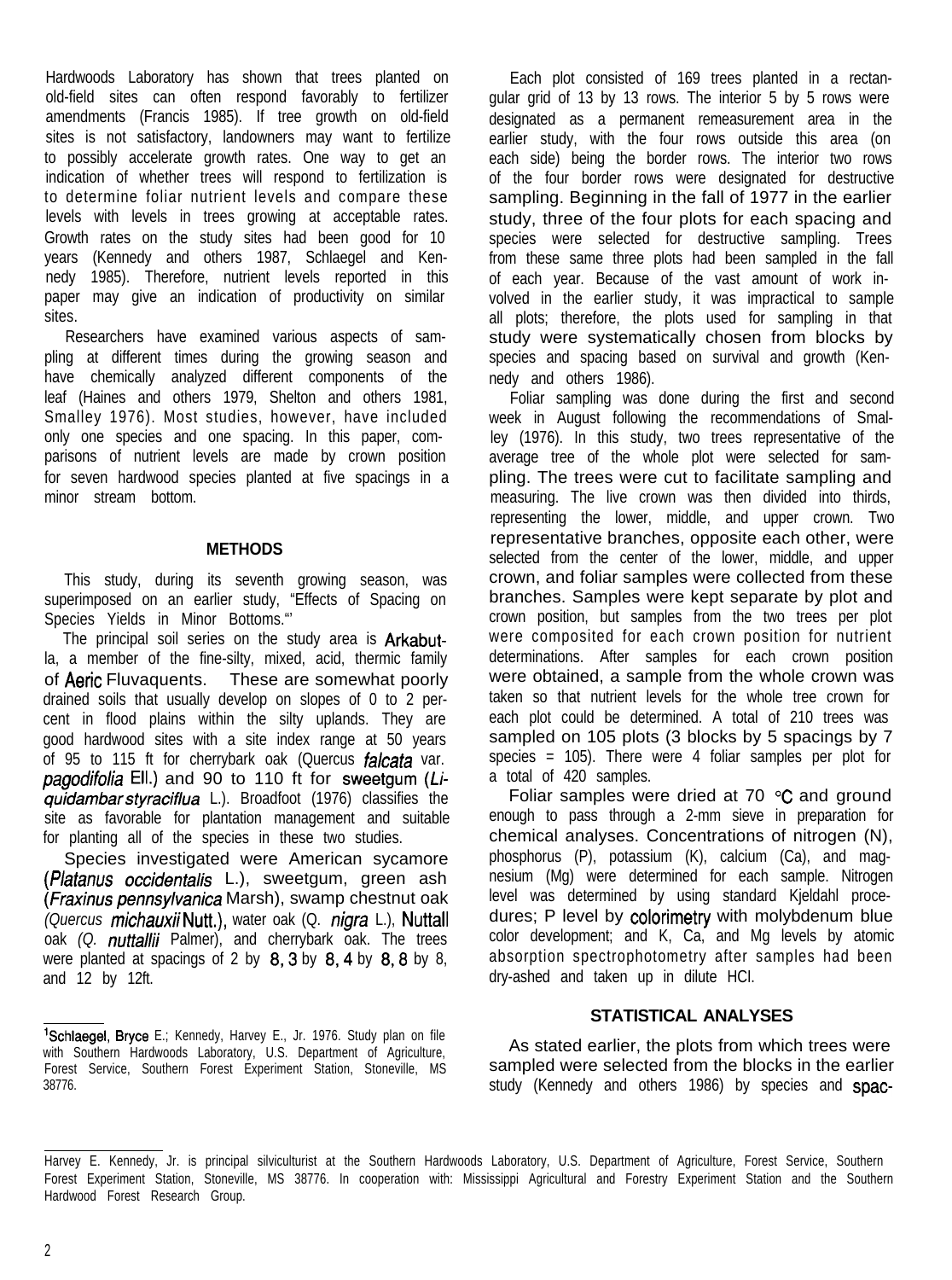Hardwoods Laboratory has shown that trees planted on old-field sites can often respond favorably to fertilizer amendments (Francis 1985). If tree growth on old-field sites is not satisfactory, landowners may want to fertilize to possibly accelerate growth rates. One way to get an indication of whether trees will respond to fertilization is to determine foliar nutrient levels and compare these levels with levels in trees growing at acceptable rates. Growth rates on the study sites had been good for 10 years (Kennedy and others 1987, Schlaegel and Kennedy 1985). Therefore, nutrient levels reported in this paper may give an indication of productivity on similar sites.

Researchers have examined various aspects of sampling at different times during the growing season and have chemically analyzed different components of the leaf (Haines and others 1979, Shelton and others 1981, Smalley 1976). Most studies, however, have included only one species and one spacing. In this paper, comparisons of nutrient levels are made by crown position for seven hardwood species planted at five spacings in a minor stream bottom.

## METHODS

This study, during its seventh growing season, was superimposed on an earlier study, "Effects of Spacing on Species Yields in Minor Bottoms."[1]

The principal soil series on the study area is Arkabutla, a member of the fine-silty, mixed, acid, thermic family of Aeric Fluvaquents. These are somewhat poorly drained soils that usually develop on slopes of 0 to 2 percent in flood plains within the silty uplands. They are good hardwood sites with a site index range at 50 years of 95 to 115 ft for cherrybark oak (Quercus *falcata* var. *pagodifolia* Ell.) and 90 to 110 ft for sweetgum (*Liquidambar styraciflua* L.). Broadfoot (1976) classifies the site as favorable for plantation management and suitable for planting all of the species in these two studies.

Species investigated were American sycamore (*Platanus occidentalis* L.), sweetgum, green ash (*Fraxinus pennsylvanica* Marsh), swamp chestnut oak (*Quercus michauxii* Nutt.), water oak (*Q. nigra* L.), Nuttall oak (*Q. nuttallii* Palmer), and cherrybark oak. The trees were planted at spacings of 2 by 8, 3 by 8, 4 by 8, 8 by 8, and 12 by 12ft.

[1] Schlaegel, Bryce E.; Kennedy, Harvey E., Jr. 1976. Study plan on file with Southern Hardwoods Laboratory, U.S. Department of Agriculture, Forest Service, Southern Forest Experiment Station, Stoneville, MS 38776.

Each plot consisted of 169 trees planted in a rectangular grid of 13 by 13 rows. The interior 5 by 5 rows were designated as a permanent remeasurement area in the earlier study, with the four rows outside this area (on each side) being the border rows. The interior two rows of the four border rows were designated for destructive sampling. Beginning in the fall of 1977 in the earlier study, three of the four plots for each spacing and species were selected for destructive sampling. Trees from these same three plots had been sampled in the fall of each year. Because of the vast amount of work involved in the earlier study, it was impractical to sample all plots; therefore, the plots used for sampling in that study were systematically chosen from blocks by species and spacing based on survival and growth (Kennedy and others 1986).

Foliar sampling was done during the first and second week in August following the recommendations of Smalley (1976). In this study, two trees representative of the average tree of the whole plot were selected for sampling. The trees were cut to facilitate sampling and measuring. The live crown was then divided into thirds, representing the lower, middle, and upper crown. Two representative branches, opposite each other, were selected from the center of the lower, middle, and upper crown, and foliar samples were collected from these branches. Samples were kept separate by plot and crown position, but samples from the two trees per plot were composited for each crown position for nutrient determinations. After samples for each crown position were obtained, a sample from the whole crown was taken so that nutrient levels for the whole tree crown for each plot could be determined. A total of 210 trees was sampled on 105 plots (3 blocks by 5 spacings by 7 species = 105). There were 4 foliar samples per plot for a total of 420 samples.

Foliar samples were dried at 70 °C and ground enough to pass through a 2-mm sieve in preparation for chemical analyses. Concentrations of nitrogen (N), phosphorus (P), potassium (K), calcium (Ca), and magnesium (Mg) were determined for each sample. Nitrogen level was determined by using standard Kjeldahl procedures; P level by colorimetry with molybdenum blue color development; and K, Ca, and Mg levels by atomic absorption spectrophotometry after samples had been dry-ashed and taken up in dilute HCl.

## STATISTICAL ANALYSES

As stated earlier, the plots from which trees were sampled were selected from the blocks in the earlier study (Kennedy and others 1986) by species and spac-

Harvey E. Kennedy, Jr. is principal silviculturist at the Southern Hardwoods Laboratory, U.S. Department of Agriculture, Forest Service, Southern Forest Experiment Station, Stoneville, MS 38776. In cooperation with: Mississippi Agricultural and Forestry Experiment Station and the Southern Hardwood Forest Research Group.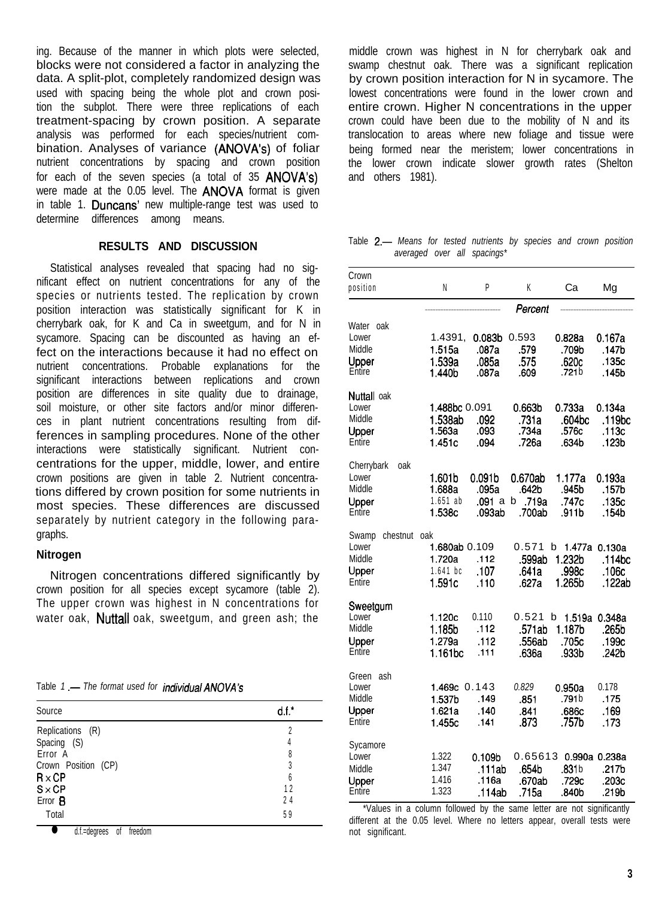ing. Because of the manner in which plots were selected, blocks were not considered a factor in analyzing the data. A split-plot, completely randomized design was used with spacing being the whole plot and crown position the subplot. There were three replications of each treatment-spacing by crown position. A separate analysis was performed for each species/nutrient combination. Analyses of variance (ANOVA's) of foliar nutrient concentrations by spacing and crown position for each of the seven species (a total of 35 ANOVA's) were made at the 0.05 level. The ANOVA format is given in table 1. Duncans' new multiple-range test was used to determine differences among means.

Table 1.— *The format used for individual ANOVA's*

| Source | d.f.* |
|---|---|
| Replications (R) | 2 |
| Spacing (S) | 4 |
| Error A | 8 |
| Crown Position (CP) | 3 |
| R × CP | 6 |
| S × CP | 12 |
| Error B | 24 |
| Total | 59 |

* d.f.=degrees of freedom

## RESULTS AND DISCUSSION

Statistical analyses revealed that spacing had no significant effect on nutrient concentrations for any of the species or nutrients tested. The replication by crown position interaction was statistically significant for K in cherrybark oak, for K and Ca in sweetgum, and for N in sycamore. Spacing can be discounted as having an effect on the interactions because it had no effect on nutrient concentrations. Probable explanations for the significant interactions between replications and crown position are differences in site quality due to drainage, soil moisture, or other site factors and/or minor differences in plant nutrient concentrations resulting from differences in sampling procedures. None of the other interactions were statistically significant. Nutrient concentrations for the upper, middle, lower, and entire crown positions are given in table 2. Nutrient concentrations differed by crown position for some nutrients in most species. These differences are discussed separately by nutrient category in the following paragraphs.

### Nitrogen

Nitrogen concentrations differed significantly by crown position for all species except sycamore (table 2). The upper crown was highest in N concentrations for water oak, Nuttall oak, sweetgum, and green ash; the middle crown was highest in N for cherrybark oak and swamp chestnut oak. There was a significant replication by crown position interaction for N in sycamore. The lowest concentrations were found in the lower crown and entire crown. Higher N concentrations in the upper crown could have been due to the mobility of N and its translocation to areas where new foliage and tissue were being formed near the meristem; lower concentrations in the lower crown indicate slower growth rates (Shelton and others 1981).

Table 2.— *Means for tested nutrients by species and crown position averaged over all spacings**

| Crown position | N | P | K | Ca | Mg |
|---|---|---|---|---|---|
| | | | *Percent* | | |
| **Water oak** | | | | | |
| Lower | 1.439b | 0.083b | 0.593 | 0.828a | 0.167a |
| Middle | 1.515a | .087a | .579 | .709b | .147b |
| Upper | 1.539a | .085a | .575 | .620c | .135c |
| Entire | 1.440b | .087a | .609 | .721b | .145b |
| **Nuttall oak** | | | | | |
| Lower | 1.488bc | 0.091 | 0.663b | 0.733a | 0.134a |
| Middle | 1.538ab | .092 | .731a | .604bc | .119bc |
| Upper | 1.563a | .093 | .734a | .576c | .113c |
| Entire | 1.451c | .094 | .726a | .634b | .123b |
| **Cherrybark oak** | | | | | |
| Lower | 1.601b | 0.091b | 0.670ab | 1.177a | 0.193a |
| Middle | 1.688a | .095a | .642b | .945b | .157b |
| Upper | 1.651ab | .091ab | .719a | .747c | .135c |
| Entire | 1.538c | .093ab | .700ab | .911b | .154b |
| **Swamp chestnut oak** | | | | | |
| Lower | 1.680ab | 0.109 | 0.571b | 1.477a | 0.130a |
| Middle | 1.720a | .112 | .599ab | 1.232b | .114bc |
| Upper | 1.641bc | .107 | .641a | .998c | .106c |
| Entire | 1.591c | .110 | .627a | 1.265b | .122ab |
| **Sweetgum** | | | | | |
| Lower | 1.120c | 0.110 | 0.521b | 1.519a | 0.348a |
| Middle | 1.185b | .112 | .571ab | 1.187b | .265b |
| Upper | 1.279a | .112 | .556ab | .705c | .199c |
| Entire | 1.161bc | .111 | .636a | .933b | .242b |
| **Green ash** | | | | | |
| Lower | 1.469c | 0.143 | 0.829 | 0.950a | 0.178 |
| Middle | 1.537b | .149 | .851 | .791b | .175 |
| Upper | 1.621a | .140 | .841 | .686c | .169 |
| Entire | 1.455c | .141 | .873 | .757b | .173 |
| **Sycamore** | | | | | |
| Lower | 1.322 | 0.109b | 0.656b | 0.990a | 0.238a |
| Middle | 1.347 | .111ab | .654b | .831b | .217b |
| Upper | 1.416 | .116a | .670ab | .729c | .203c |
| Entire | 1.323 | .114ab | .715a | .840b | .219b |

*Values in a column followed by the same letter are not significantly different at the 0.05 level. Where no letters appear, overall tests were not significant.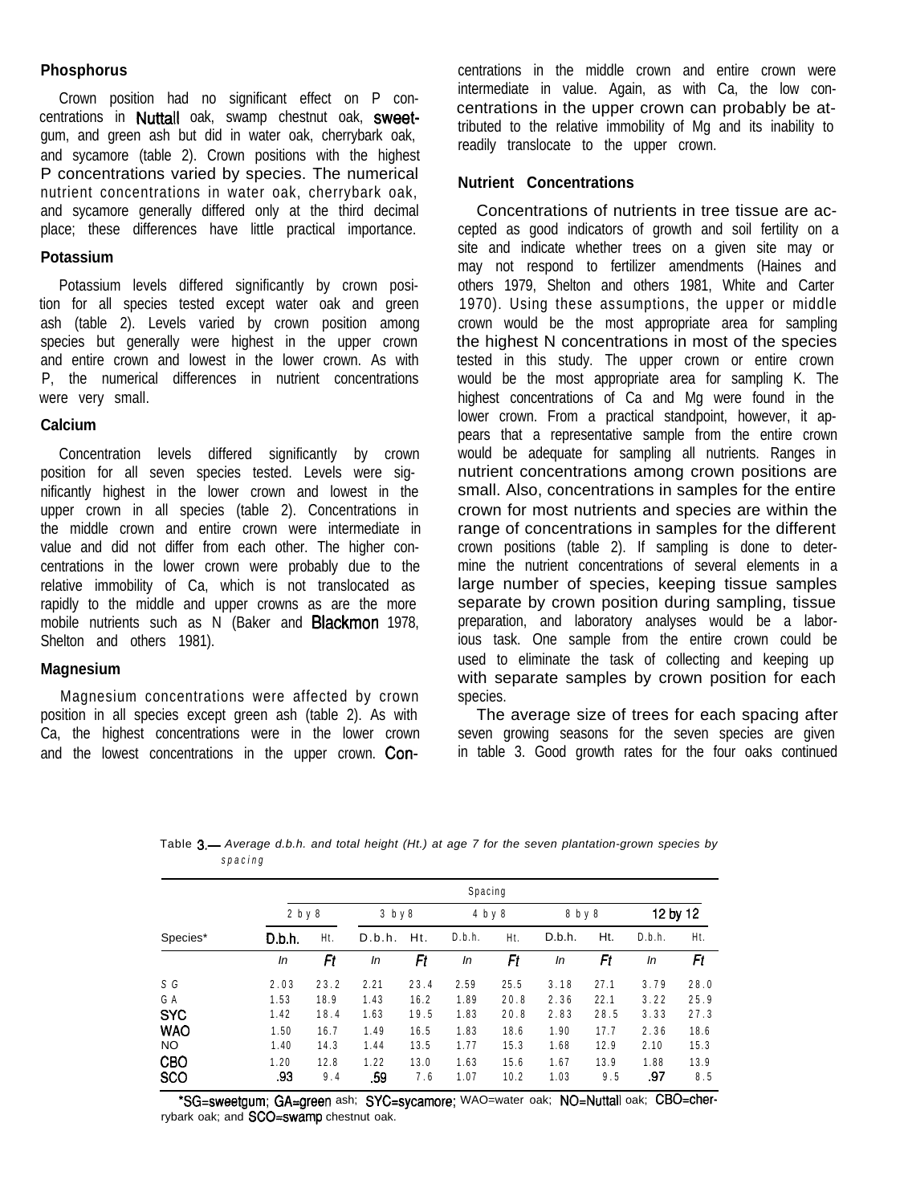### Phosphorus

Crown position had no significant effect on P concentrations in Nuttall oak, swamp chestnut oak, sweetgum, and green ash but did in water oak, cherrybark oak, and sycamore (table 2). Crown positions with the highest P concentrations varied by species. The numerical nutrient concentrations in water oak, cherrybark oak, and sycamore generally differed only at the third decimal place; these differences have little practical importance.

### Potassium

Potassium levels differed significantly by crown position for all species tested except water oak and green ash (table 2). Levels varied by crown position among species but generally were highest in the upper crown and entire crown and lowest in the lower crown. As with P, the numerical differences in nutrient concentrations were very small.

### Calcium

Concentration levels differed significantly by crown position for all seven species tested. Levels were significantly highest in the lower crown and lowest in the upper crown in all species (table 2). Concentrations in the middle crown and entire crown were intermediate in value and did not differ from each other. The higher concentrations in the lower crown were probably due to the relative immobility of Ca, which is not translocated as rapidly to the middle and upper crowns as are the more mobile nutrients such as N (Baker and Blackmon 1978, Shelton and others 1981).

### Magnesium

Magnesium concentrations were affected by crown position in all species except green ash (table 2). As with Ca, the highest concentrations were in the lower crown and the lowest concentrations in the upper crown. Concentrations in the middle crown and entire crown were intermediate in value. Again, as with Ca, the low concentrations in the upper crown can probably be attributed to the relative immobility of Mg and its inability to readily translocate to the upper crown.

### Nutrient Concentrations

Concentrations of nutrients in tree tissue are accepted as good indicators of growth and soil fertility on a site and indicate whether trees on a given site may or may not respond to fertilizer amendments (Haines and others 1979, Shelton and others 1981, White and Carter 1970). Using these assumptions, the upper or middle crown would be the most appropriate area for sampling the highest N concentrations in most of the species tested in this study. The upper crown or entire crown would be the most appropriate area for sampling K. The highest concentrations of Ca and Mg were found in the lower crown. From a practical standpoint, however, it appears that a representative sample from the entire crown would be adequate for sampling all nutrients. Ranges in nutrient concentrations among crown positions are small. Also, concentrations in samples for the entire crown for most nutrients and species are within the range of concentrations in samples for the different crown positions (table 2). If sampling is done to determine the nutrient concentrations of several elements in a large number of species, keeping tissue samples separate by crown position during sampling, tissue preparation, and laboratory analyses would be a laborious task. One sample from the entire crown could be used to eliminate the task of collecting and keeping up with separate samples by crown position for each species.

The average size of trees for each spacing after seven growing seasons for the seven species are given in table 3. Good growth rates for the four oaks continued

Table 3.— *Average d.b.h. and total height (Ht.) at age 7 for the seven plantation-grown species by spacing*

| | Spacing | | | | | | | | | |
|---|---|---|---|---|---|---|---|---|---|---|
| | 2 by 8 | | 3 by 8 | | 4 by 8 | | 8 by 8 | | 12 by 12 | |
| Species* | D.b.h. | Ht. | D.b.h. | Ht. | D.b.h. | Ht. | D.b.h. | Ht. | D.b.h. | Ht. |
| | *In* | *Ft* | *In* | *Ft* | *In* | *Ft* | *In* | *Ft* | *In* | *Ft* |
| SG | 2.03 | 23.2 | 2.21 | 23.4 | 2.59 | 25.5 | 3.18 | 27.1 | 3.79 | 28.0 |
| GA | 1.53 | 18.9 | 1.43 | 16.2 | 1.89 | 20.8 | 2.36 | 22.1 | 3.22 | 25.9 |
| SYC | 1.42 | 18.4 | 1.63 | 19.5 | 1.83 | 20.8 | 2.83 | 28.5 | 3.33 | 27.3 |
| WAO | 1.50 | 16.7 | 1.49 | 16.5 | 1.83 | 18.6 | 1.90 | 17.7 | 2.36 | 18.6 |
| NO | 1.40 | 14.3 | 1.44 | 13.5 | 1.77 | 15.3 | 1.68 | 12.9 | 2.10 | 15.3 |
| CBO | 1.20 | 12.8 | 1.22 | 13.0 | 1.63 | 15.6 | 1.67 | 13.9 | 1.88 | 13.9 |
| SCO | .93 | 9.4 | .59 | 7.6 | 1.07 | 10.2 | 1.03 | 9.5 | .97 | 8.5 |

*SG=sweetgum; GA=green ash; SYC=sycamore; WAO=water oak; NO=Nuttall oak; CBO=cherrybark oak; and SCO=swamp chestnut oak.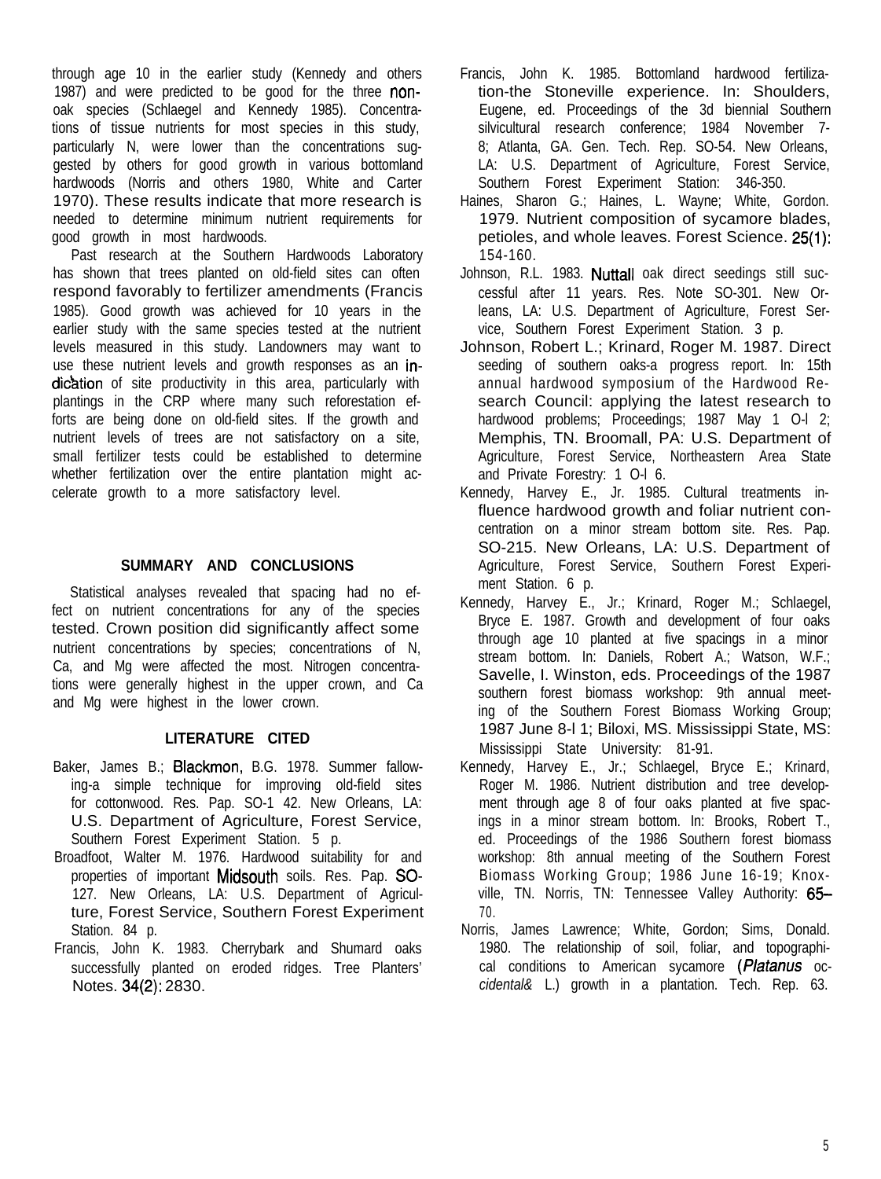through age 10 in the earlier study (Kennedy and others 1987) and were predicted to be good for the three non-oak species (Schlaegel and Kennedy 1985). Concentrations of tissue nutrients for most species in this study, particularly N, were lower than the concentrations suggested by others for good growth in various bottomland hardwoods (Norris and others 1980, White and Carter 1970). These results indicate that more research is needed to determine minimum nutrient requirements for good growth in most hardwoods.

Past research at the Southern Hardwoods Laboratory has shown that trees planted on old-field sites can often respond favorably to fertilizer amendments (Francis 1985). Good growth was achieved for 10 years in the earlier study with the same species tested at the nutrient levels measured in this study. Landowners may want to use these nutrient levels and growth responses as an indication of site productivity in this area, particularly with plantings in the CRP where many such reforestation efforts are being done on old-field sites. If the growth and nutrient levels of trees are not satisfactory on a site, small fertilizer tests could be established to determine whether fertilization over the entire plantation might accelerate growth to a more satisfactory level.

## SUMMARY AND CONCLUSIONS

Statistical analyses revealed that spacing had no effect on nutrient concentrations for any of the species tested. Crown position did significantly affect some nutrient concentrations by species; concentrations of N, Ca, and Mg were affected the most. Nitrogen concentrations were generally highest in the upper crown, and Ca and Mg were highest in the lower crown.

## LITERATURE CITED

Baker, James B.; Blackmon, B.G. 1978. Summer fallowing-a simple technique for improving old-field sites for cottonwood. Res. Pap. SO-1 42. New Orleans, LA: U.S. Department of Agriculture, Forest Service, Southern Forest Experiment Station. 5 p.

Broadfoot, Walter M. 1976. Hardwood suitability for and properties of important Midsouth soils. Res. Pap. SO-127. New Orleans, LA: U.S. Department of Agriculture, Forest Service, Southern Forest Experiment Station. 84 p.

Francis, John K. 1983. Cherrybark and Shumard oaks successfully planted on eroded ridges. Tree Planters' Notes. 34(2): 2830.

Francis, John K. 1985. Bottomland hardwood fertilization-the Stoneville experience. In: Shoulders, Eugene, ed. Proceedings of the 3d biennial Southern silvicultural research conference; 1984 November 7-8; Atlanta, GA. Gen. Tech. Rep. SO-54. New Orleans, LA: U.S. Department of Agriculture, Forest Service, Southern Forest Experiment Station: 346-350.

Haines, Sharon G.; Haines, L. Wayne; White, Gordon. 1979. Nutrient composition of sycamore blades, petioles, and whole leaves. Forest Science. 25(1): 154-160.

Johnson, R.L. 1983. Nuttall oak direct seedings still successful after 11 years. Res. Note SO-301. New Orleans, LA: U.S. Department of Agriculture, Forest Service, Southern Forest Experiment Station. 3 p.

Johnson, Robert L.; Krinard, Roger M. 1987. Direct seeding of southern oaks-a progress report. In: 15th annual hardwood symposium of the Hardwood Research Council: applying the latest research to hardwood problems; Proceedings; 1987 May 1 O-l 2; Memphis, TN. Broomall, PA: U.S. Department of Agriculture, Forest Service, Northeastern Area State and Private Forestry: 1 O-l 6.

Kennedy, Harvey E., Jr. 1985. Cultural treatments influence hardwood growth and foliar nutrient concentration on a minor stream bottom site. Res. Pap. SO-215. New Orleans, LA: U.S. Department of Agriculture, Forest Service, Southern Forest Experiment Station. 6 p.

Kennedy, Harvey E., Jr.; Krinard, Roger M.; Schlaegel, Bryce E. 1987. Growth and development of four oaks through age 10 planted at five spacings in a minor stream bottom. In: Daniels, Robert A.; Watson, W.F.; Savelle, I. Winston, eds. Proceedings of the 1987 southern forest biomass workshop: 9th annual meeting of the Southern Forest Biomass Working Group; 1987 June 8-l 1; Biloxi, MS. Mississippi State, MS: Mississippi State University: 81-91.

Kennedy, Harvey E., Jr.; Schlaegel, Bryce E.; Krinard, Roger M. 1986. Nutrient distribution and tree development through age 8 of four oaks planted at five spacings in a minor stream bottom. In: Brooks, Robert T., ed. Proceedings of the 1986 Southern forest biomass workshop: 8th annual meeting of the Southern Forest Biomass Working Group; 1986 June 16-19; Knoxville, TN. Norris, TN: Tennessee Valley Authority: 65-70.

Norris, James Lawrence; White, Gordon; Sims, Donald. 1980. The relationship of soil, foliar, and topographical conditions to American sycamore (*Platanus occidental&* L.) growth in a plantation. Tech. Rep. 63.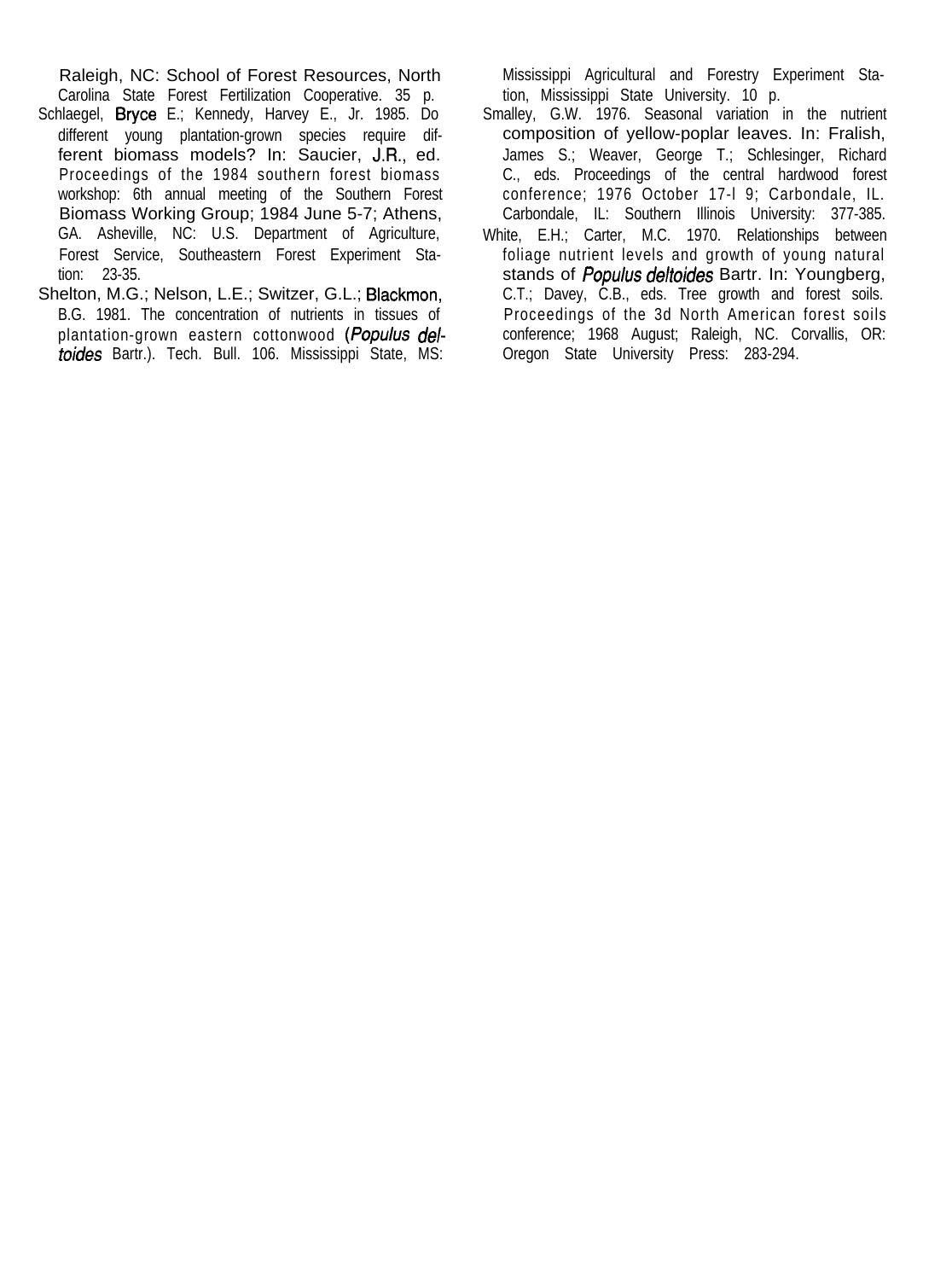Raleigh, NC: School of Forest Resources, North Carolina State Forest Fertilization Cooperative. 35 p.

Schlaegel, Bryce E.; Kennedy, Harvey E., Jr. 1985. Do different young plantation-grown species require different biomass models? In: Saucier, J.R., ed. Proceedings of the 1984 southern forest biomass workshop: 6th annual meeting of the Southern Forest Biomass Working Group; 1984 June 5-7; Athens, GA. Asheville, NC: U.S. Department of Agriculture, Forest Service, Southeastern Forest Experiment Station: 23-35.

Shelton, M.G.; Nelson, L.E.; Switzer, G.L.; Blackmon, B.G. 1981. The concentration of nutrients in tissues of plantation-grown eastern cottonwood (*Populus deltoides* Bartr.). Tech. Bull. 106. Mississippi State, MS: Mississippi Agricultural and Forestry Experiment Station, Mississippi State University. 10 p.

Smalley, G.W. 1976. Seasonal variation in the nutrient composition of yellow-poplar leaves. In: Fralish, James S.; Weaver, George T.; Schlesinger, Richard C., eds. Proceedings of the central hardwood forest conference; 1976 October 17-l 9; Carbondale, IL. Carbondale, IL: Southern Illinois University: 377-385.

White, E.H.; Carter, M.C. 1970. Relationships between foliage nutrient levels and growth of young natural stands of *Populus deltoides* Bartr. In: Youngberg, C.T.; Davey, C.B., eds. Tree growth and forest soils. Proceedings of the 3d North American forest soils conference; 1968 August; Raleigh, NC. Corvallis, OR: Oregon State University Press: 283-294.